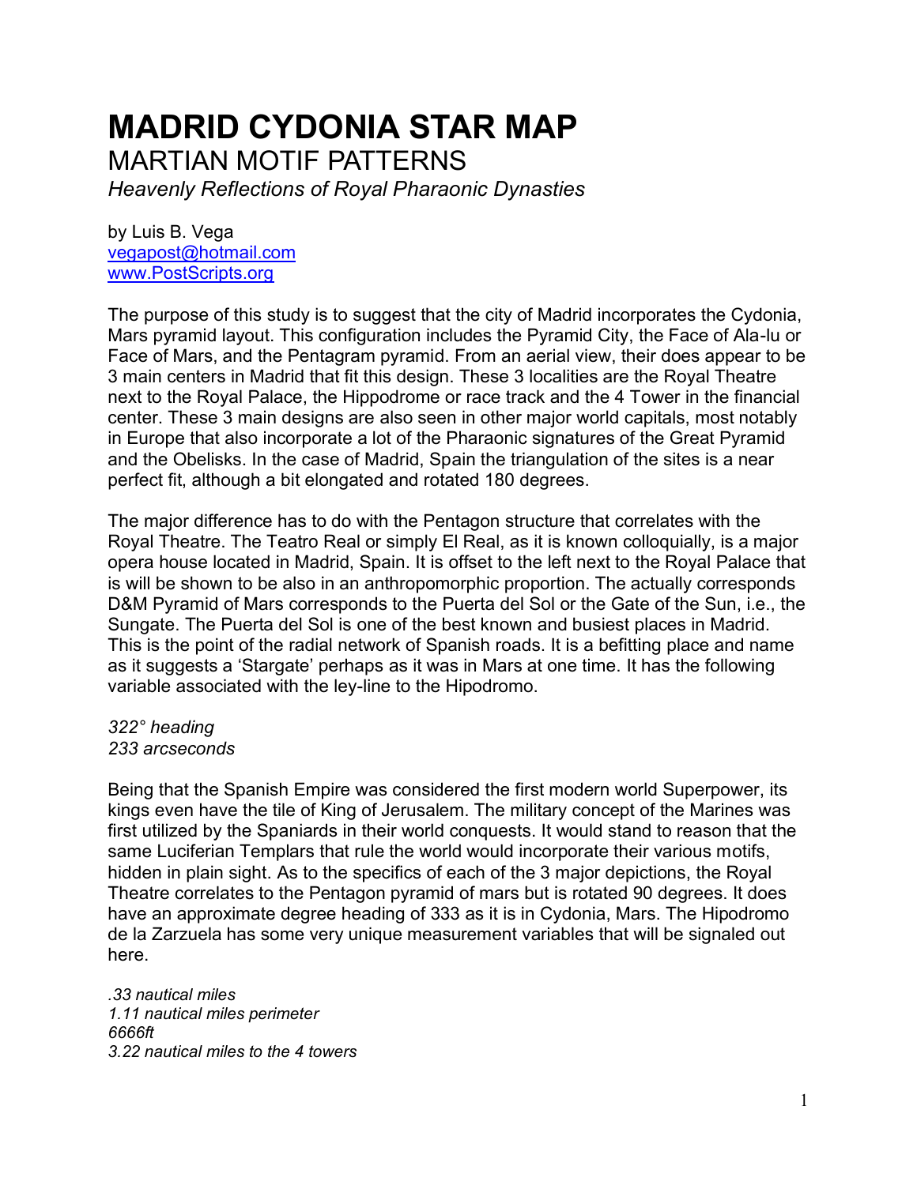# MADRID CYDONIA STAR MAP

## MARTIAN MOTIF PATTERNS

*Heavenly Reflections of Royal Pharaonic Dynasties*

by Luis B. Vega
vegapost@hotmail.com
www.PostScripts.org

The purpose of this study is to suggest that the city of Madrid incorporates the Cydonia, Mars pyramid layout. This configuration includes the Pyramid City, the Face of Ala-lu or Face of Mars, and the Pentagram pyramid. From an aerial view, their does appear to be 3 main centers in Madrid that fit this design. These 3 localities are the Royal Theatre next to the Royal Palace, the Hippodrome or race track and the 4 Tower in the financial center. These 3 main designs are also seen in other major world capitals, most notably in Europe that also incorporate a lot of the Pharaonic signatures of the Great Pyramid and the Obelisks. In the case of Madrid, Spain the triangulation of the sites is a near perfect fit, although a bit elongated and rotated 180 degrees.

The major difference has to do with the Pentagon structure that correlates with the Royal Theatre. The Teatro Real or simply El Real, as it is known colloquially, is a major opera house located in Madrid, Spain. It is offset to the left next to the Royal Palace that is will be shown to be also in an anthropomorphic proportion. The actually corresponds D&M Pyramid of Mars corresponds to the Puerta del Sol or the Gate of the Sun, i.e., the Sungate. The Puerta del Sol is one of the best known and busiest places in Madrid. This is the point of the radial network of Spanish roads. It is a befitting place and name as it suggests a 'Stargate' perhaps as it was in Mars at one time. It has the following variable associated with the ley-line to the Hipodromo.

*322° heading*
*233 arcseconds*

Being that the Spanish Empire was considered the first modern world Superpower, its kings even have the tile of King of Jerusalem. The military concept of the Marines was first utilized by the Spaniards in their world conquests. It would stand to reason that the same Luciferian Templars that rule the world would incorporate their various motifs, hidden in plain sight. As to the specifics of each of the 3 major depictions, the Royal Theatre correlates to the Pentagon pyramid of mars but is rotated 90 degrees. It does have an approximate degree heading of 333 as it is in Cydonia, Mars. The Hipodromo de la Zarzuela has some very unique measurement variables that will be signaled out here.

*.33 nautical miles*
*1.11 nautical miles perimeter*
*6666ft*
*3.22 nautical miles to the 4 towers*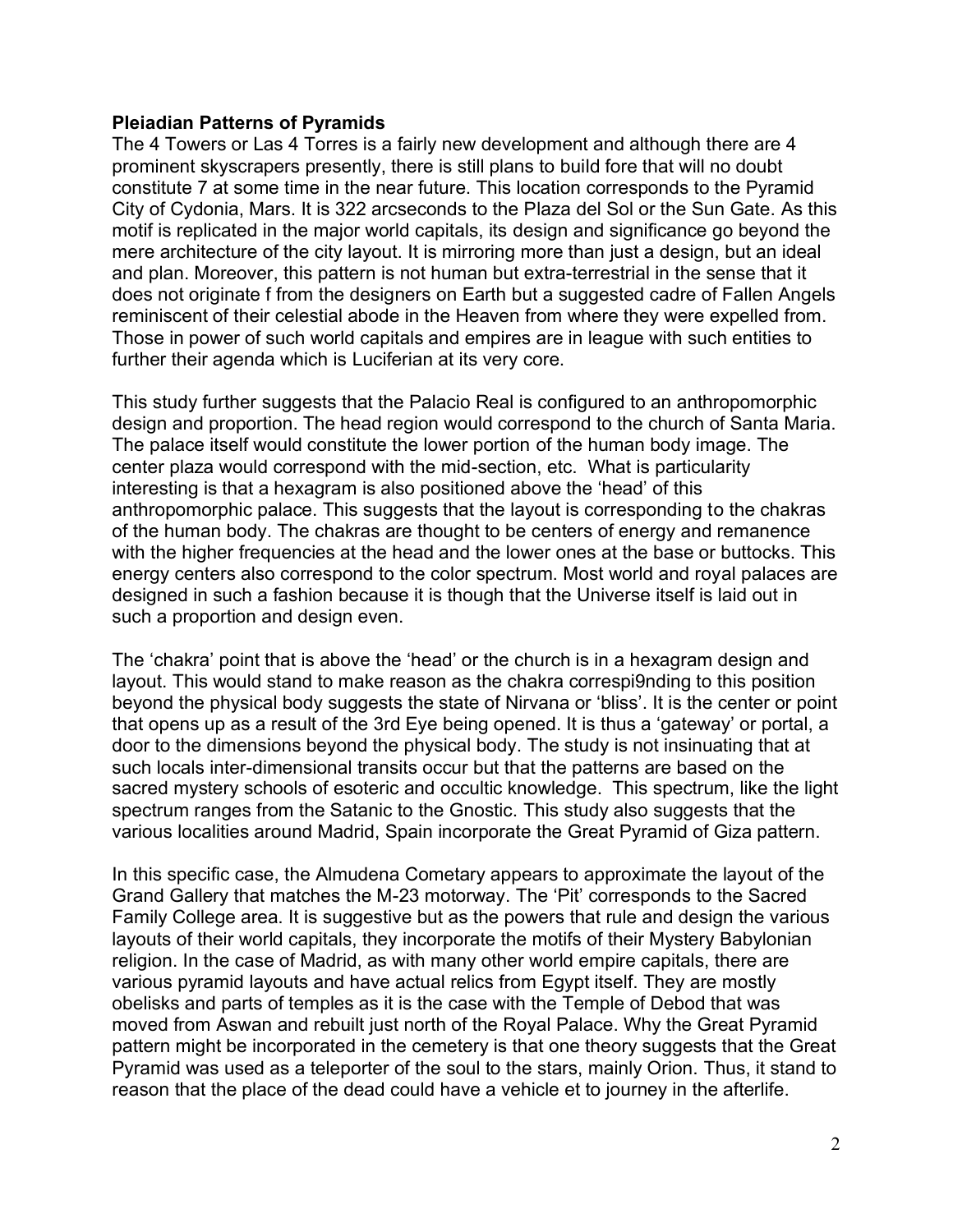**Pleiadian Patterns of Pyramids**

The 4 Towers or Las 4 Torres is a fairly new development and although there are 4 prominent skyscrapers presently, there is still plans to build fore that will no doubt constitute 7 at some time in the near future. This location corresponds to the Pyramid City of Cydonia, Mars. It is 322 arcseconds to the Plaza del Sol or the Sun Gate. As this motif is replicated in the major world capitals, its design and significance go beyond the mere architecture of the city layout. It is mirroring more than just a design, but an ideal and plan. Moreover, this pattern is not human but extra-terrestrial in the sense that it does not originate f from the designers on Earth but a suggested cadre of Fallen Angels reminiscent of their celestial abode in the Heaven from where they were expelled from. Those in power of such world capitals and empires are in league with such entities to further their agenda which is Luciferian at its very core.

This study further suggests that the Palacio Real is configured to an anthropomorphic design and proportion. The head region would correspond to the church of Santa Maria. The palace itself would constitute the lower portion of the human body image. The center plaza would correspond with the mid-section, etc. What is particularity interesting is that a hexagram is also positioned above the 'head' of this anthropomorphic palace. This suggests that the layout is corresponding to the chakras of the human body. The chakras are thought to be centers of energy and remanence with the higher frequencies at the head and the lower ones at the base or buttocks. This energy centers also correspond to the color spectrum. Most world and royal palaces are designed in such a fashion because it is though that the Universe itself is laid out in such a proportion and design even.

The 'chakra' point that is above the 'head' or the church is in a hexagram design and layout. This would stand to make reason as the chakra correspi9nding to this position beyond the physical body suggests the state of Nirvana or 'bliss'. It is the center or point that opens up as a result of the 3rd Eye being opened. It is thus a 'gateway' or portal, a door to the dimensions beyond the physical body. The study is not insinuating that at such locals inter-dimensional transits occur but that the patterns are based on the sacred mystery schools of esoteric and occultic knowledge. This spectrum, like the light spectrum ranges from the Satanic to the Gnostic. This study also suggests that the various localities around Madrid, Spain incorporate the Great Pyramid of Giza pattern.

In this specific case, the Almudena Cemetary appears to approximate the layout of the Grand Gallery that matches the M-23 motorway. The 'Pit' corresponds to the Sacred Family College area. It is suggestive but as the powers that rule and design the various layouts of their world capitals, they incorporate the motifs of their Mystery Babylonian religion. In the case of Madrid, as with many other world empire capitals, there are various pyramid layouts and have actual relics from Egypt itself. They are mostly obelisks and parts of temples as it is the case with the Temple of Debod that was moved from Aswan and rebuilt just north of the Royal Palace. Why the Great Pyramid pattern might be incorporated in the cemetery is that one theory suggests that the Great Pyramid was used as a teleporter of the soul to the stars, mainly Orion. Thus, it stand to reason that the place of the dead could have a vehicle et to journey in the afterlife.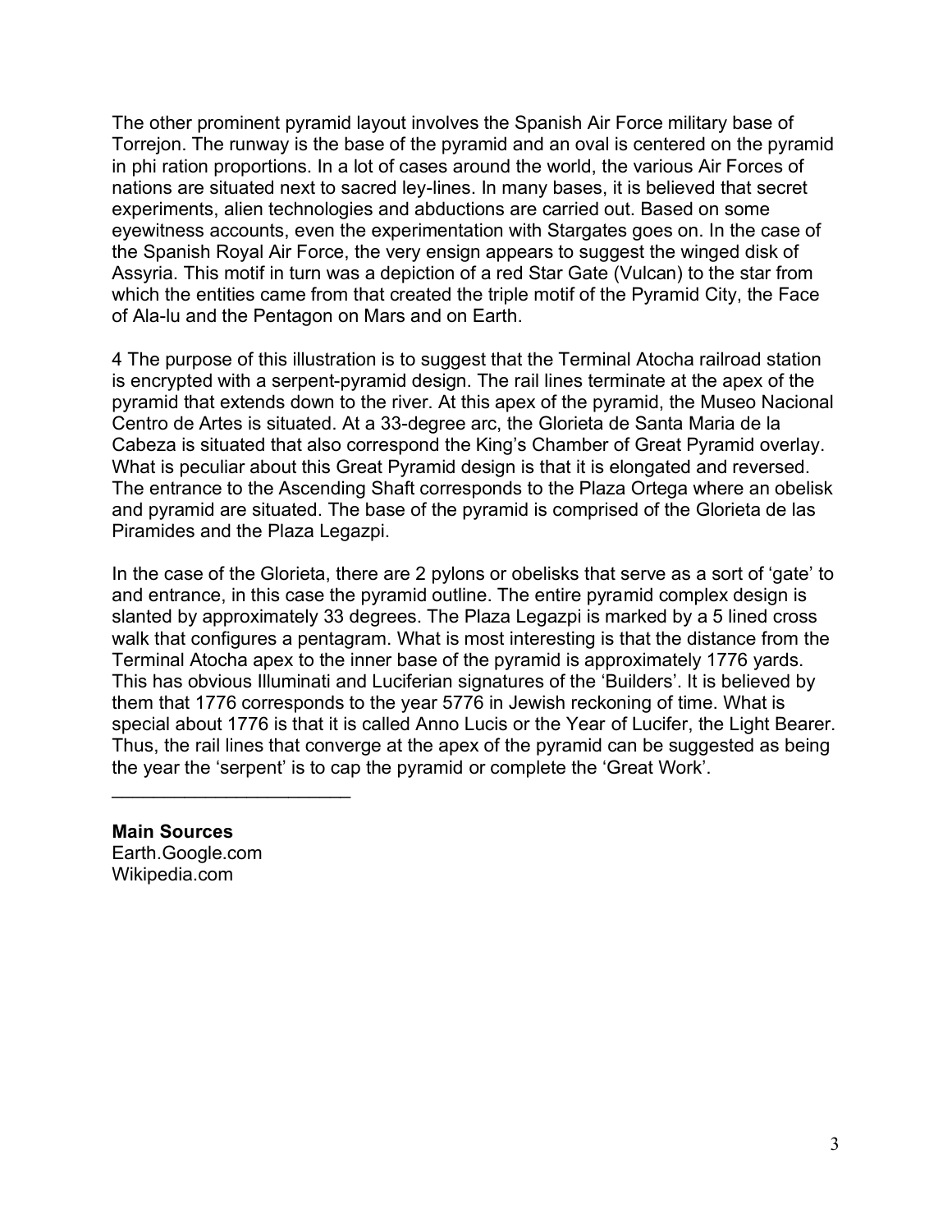The other prominent pyramid layout involves the Spanish Air Force military base of Torrejon. The runway is the base of the pyramid and an oval is centered on the pyramid in phi ration proportions. In a lot of cases around the world, the various Air Forces of nations are situated next to sacred ley-lines. In many bases, it is believed that secret experiments, alien technologies and abductions are carried out. Based on some eyewitness accounts, even the experimentation with Stargates goes on. In the case of the Spanish Royal Air Force, the very ensign appears to suggest the winged disk of Assyria. This motif in turn was a depiction of a red Star Gate (Vulcan) to the star from which the entities came from that created the triple motif of the Pyramid City, the Face of Ala-lu and the Pentagon on Mars and on Earth.

4 The purpose of this illustration is to suggest that the Terminal Atocha railroad station is encrypted with a serpent-pyramid design. The rail lines terminate at the apex of the pyramid that extends down to the river. At this apex of the pyramid, the Museo Nacional Centro de Artes is situated. At a 33-degree arc, the Glorieta de Santa Maria de la Cabeza is situated that also correspond the King's Chamber of Great Pyramid overlay. What is peculiar about this Great Pyramid design is that it is elongated and reversed. The entrance to the Ascending Shaft corresponds to the Plaza Ortega where an obelisk and pyramid are situated. The base of the pyramid is comprised of the Glorieta de las Piramides and the Plaza Legazpi.

In the case of the Glorieta, there are 2 pylons or obelisks that serve as a sort of 'gate' to and entrance, in this case the pyramid outline. The entire pyramid complex design is slanted by approximately 33 degrees. The Plaza Legazpi is marked by a 5 lined cross walk that configures a pentagram. What is most interesting is that the distance from the Terminal Atocha apex to the inner base of the pyramid is approximately 1776 yards. This has obvious Illuminati and Luciferian signatures of the 'Builders'. It is believed by them that 1776 corresponds to the year 5776 in Jewish reckoning of time. What is special about 1776 is that it is called Anno Lucis or the Year of Lucifer, the Light Bearer. Thus, the rail lines that converge at the apex of the pyramid can be suggested as being the year the 'serpent' is to cap the pyramid or complete the 'Great Work'.

---

**Main Sources**
Earth.Google.com
Wikipedia.com